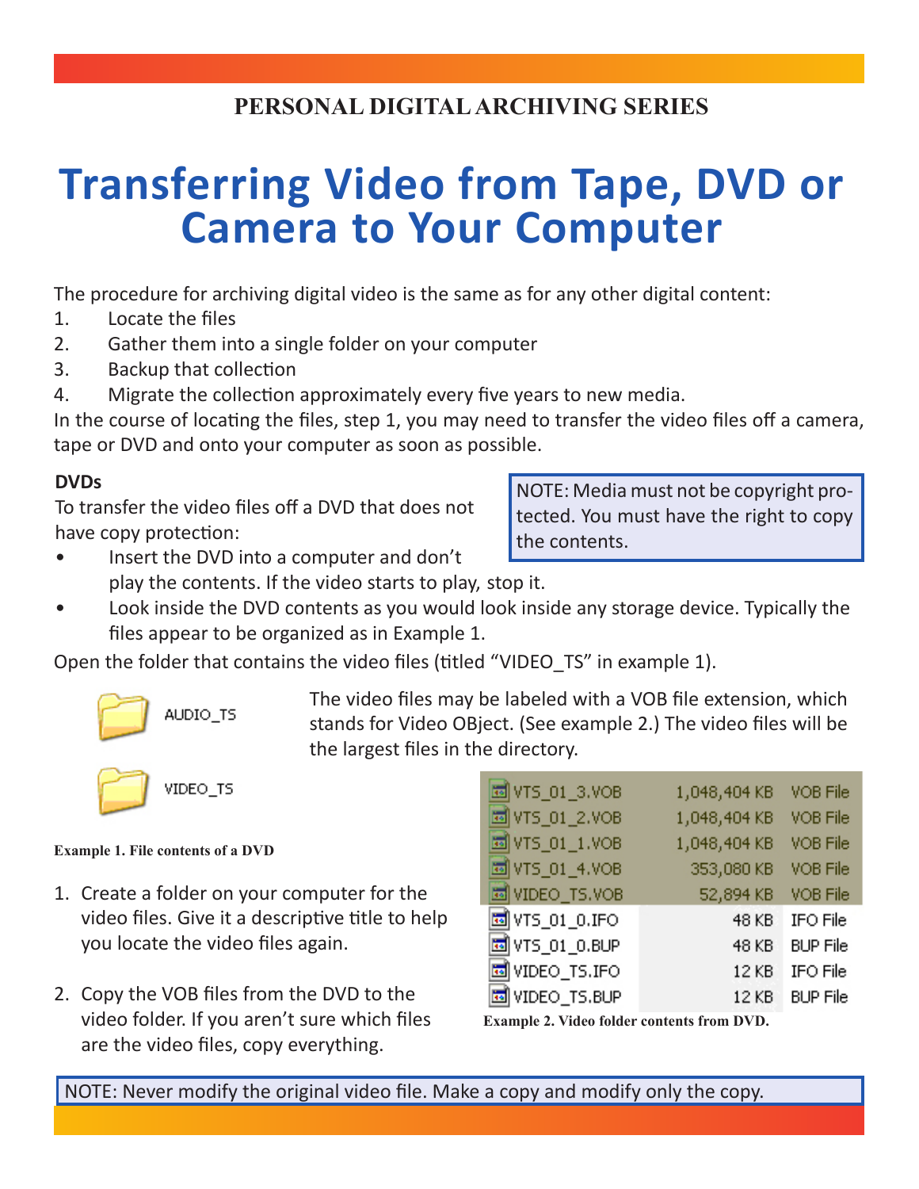PERSONAL DIGITAL ARCHIVING SERIES

# Transferring Video from Tape, DVD or Camera to Your Computer

The procedure for archiving digital video is the same as for any other digital content:

1. Locate the files
2. Gather them into a single folder on your computer
3. Backup that collection
4. Migrate the collection approximately every five years to new media.

In the course of locating the files, step 1, you may need to transfer the video files off a camera, tape or DVD and onto your computer as soon as possible.

**DVDs**

To transfer the video files off a DVD that does not have copy protection:

> NOTE: Media must not be copyright protected. You must have the right to copy the contents.

- Insert the DVD into a computer and don't play the contents. If the video starts to play, stop it.
- Look inside the DVD contents as you would look inside any storage device. Typically the files appear to be organized as in Example 1.

Open the folder that contains the video files (titled "VIDEO_TS" in example 1).

AUDIO_TS

VIDEO_TS

**Example 1. File contents of a DVD**

The video files may be labeled with a VOB file extension, which stands for Video OBject. (See example 2.) The video files will be the largest files in the directory.

| | | |
|---|---|---|
| VTS_01_3.VOB | 1,048,404 KB | VOB File |
| VTS_01_2.VOB | 1,048,404 KB | VOB File |
| VTS_01_1.VOB | 1,048,404 KB | VOB File |
| VTS_01_4.VOB | 353,080 KB | VOB File |
| VIDEO_TS.VOB | 52,894 KB | VOB File |
| VTS_01_0.IFO | 48 KB | IFO File |
| VTS_01_0.BUP | 48 KB | BUP File |
| VIDEO_TS.IFO | 12 KB | IFO File |
| VIDEO_TS.BUP | 12 KB | BUP File |

**Example 2. Video folder contents from DVD.**

1. Create a folder on your computer for the video files. Give it a descriptive title to help you locate the video files again.
2. Copy the VOB files from the DVD to the video folder. If you aren't sure which files are the video files, copy everything.

> NOTE: Never modify the original video file. Make a copy and modify only the copy.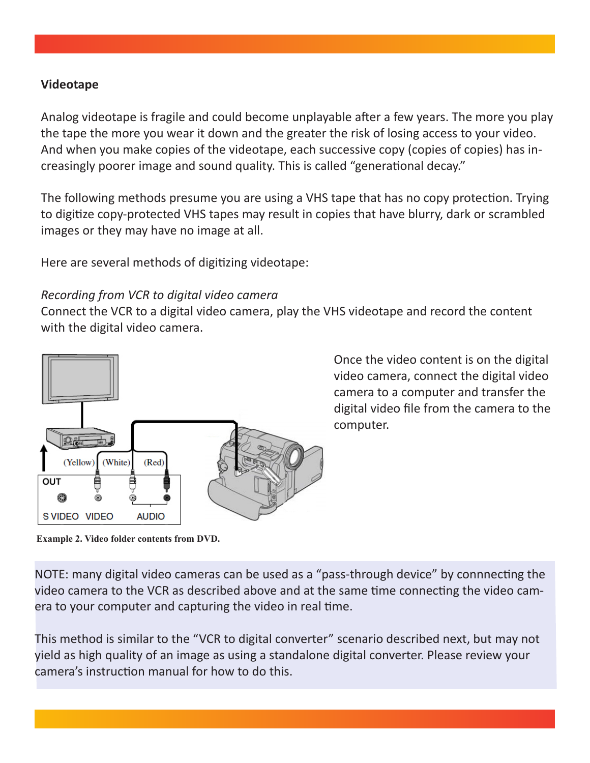**Videotape**

Analog videotape is fragile and could become unplayable after a few years. The more you play the tape the more you wear it down and the greater the risk of losing access to your video. And when you make copies of the videotape, each successive copy (copies of copies) has increasingly poorer image and sound quality. This is called "generational decay."

The following methods presume you are using a VHS tape that has no copy protection. Trying to digitize copy-protected VHS tapes may result in copies that have blurry, dark or scrambled images or they may have no image at all.

Here are several methods of digitizing videotape:

*Recording from VCR to digital video camera*
Connect the VCR to a digital video camera, play the VHS videotape and record the content with the digital video camera.

Once the video content is on the digital video camera, connect the digital video camera to a computer and transfer the digital video file from the camera to the computer.

Example 2. Video folder contents from DVD.

NOTE: many digital video cameras can be used as a "pass-through device" by connnecting the video camera to the VCR as described above and at the same time connecting the video camera to your computer and capturing the video in real time.

This method is similar to the "VCR to digital converter" scenario described next, but may not yield as high quality of an image as using a standalone digital converter. Please review your camera's instruction manual for how to do this.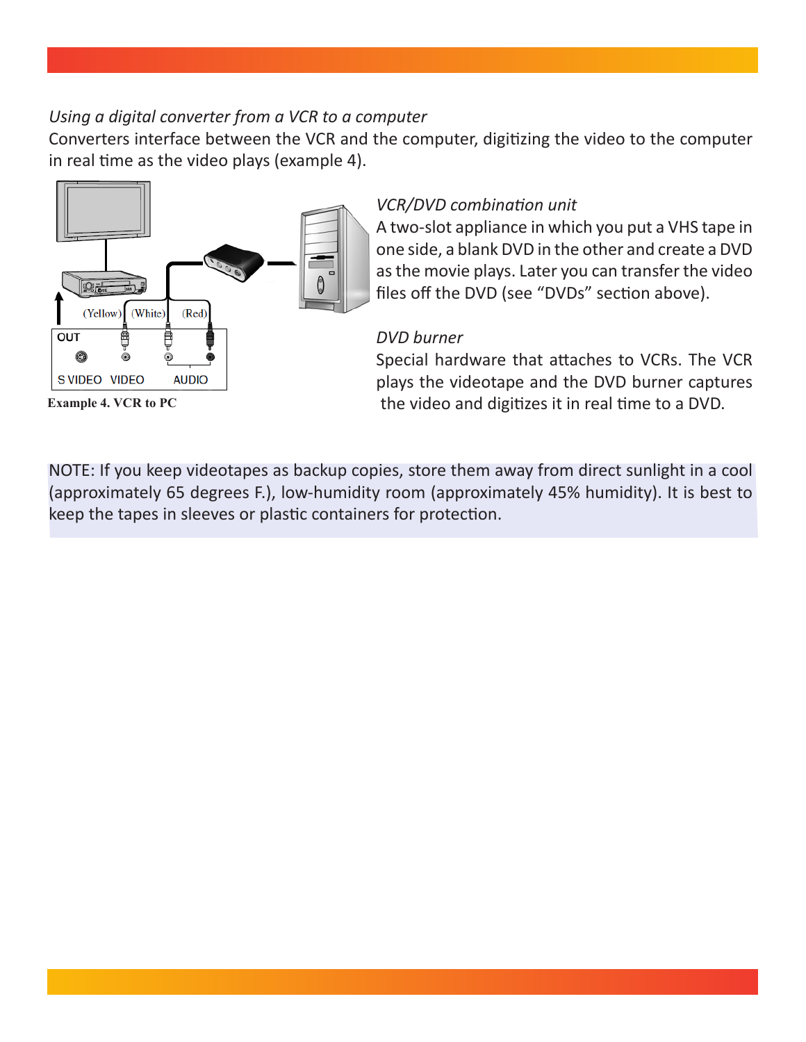*Using a digital converter from a VCR to a computer*

Converters interface between the VCR and the computer, digitizing the video to the computer in real time as the video plays (example 4).

(Yellow) (White) (Red)

OUT

S VIDEO VIDEO AUDIO

**Example 4. VCR to PC**

*VCR/DVD combination unit*

A two-slot appliance in which you put a VHS tape in one side, a blank DVD in the other and create a DVD as the movie plays. Later you can transfer the video files off the DVD (see "DVDs" section above).

*DVD burner*

Special hardware that attaches to VCRs. The VCR plays the videotape and the DVD burner captures the video and digitizes it in real time to a DVD.

NOTE: If you keep videotapes as backup copies, store them away from direct sunlight in a cool (approximately 65 degrees F.), low-humidity room (approximately 45% humidity). It is best to keep the tapes in sleeves or plastic containers for protection.